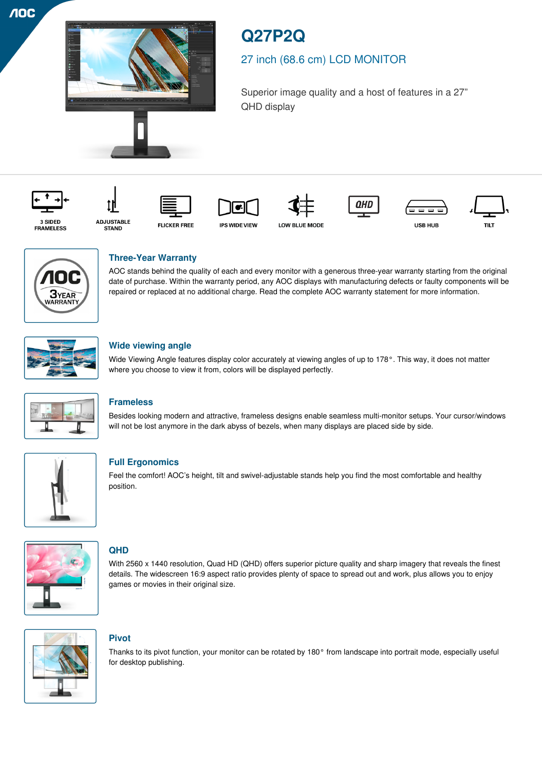# Q27P2Q

## 27 inch (68.6 cm) LCD MONITOR

Superior image quality and a host of features in a 27” QHD display

3 SIDED FRAMELESS | ADJUSTABLE STAND | FLICKER FREE | IPS WIDE VIEW | LOW BLUE MODE | QHD | USB HUB | TILT

### Three-Year Warranty

AOC stands behind the quality of each and every monitor with a generous three-year warranty starting from the original date of purchase. Within the warranty period, any AOC displays with manufacturing defects or faulty components will be repaired or replaced at no additional charge. Read the complete AOC warranty statement for more information.

### Wide viewing angle

Wide Viewing Angle features display color accurately at viewing angles of up to 178°. This way, it does not matter where you choose to view it from, colors will be displayed perfectly.

### Frameless

Besides looking modern and attractive, frameless designs enable seamless multi-monitor setups. Your cursor/windows will not be lost anymore in the dark abyss of bezels, when many displays are placed side by side.

### Full Ergonomics

Feel the comfort! AOC’s height, tilt and swivel-adjustable stands help you find the most comfortable and healthy position.

### QHD

With 2560 x 1440 resolution, Quad HD (QHD) offers superior picture quality and sharp imagery that reveals the finest details. The widescreen 16:9 aspect ratio provides plenty of space to spread out and work, plus allows you to enjoy games or movies in their original size.

### Pivot

Thanks to its pivot function, your monitor can be rotated by 180° from landscape into portrait mode, especially useful for desktop publishing.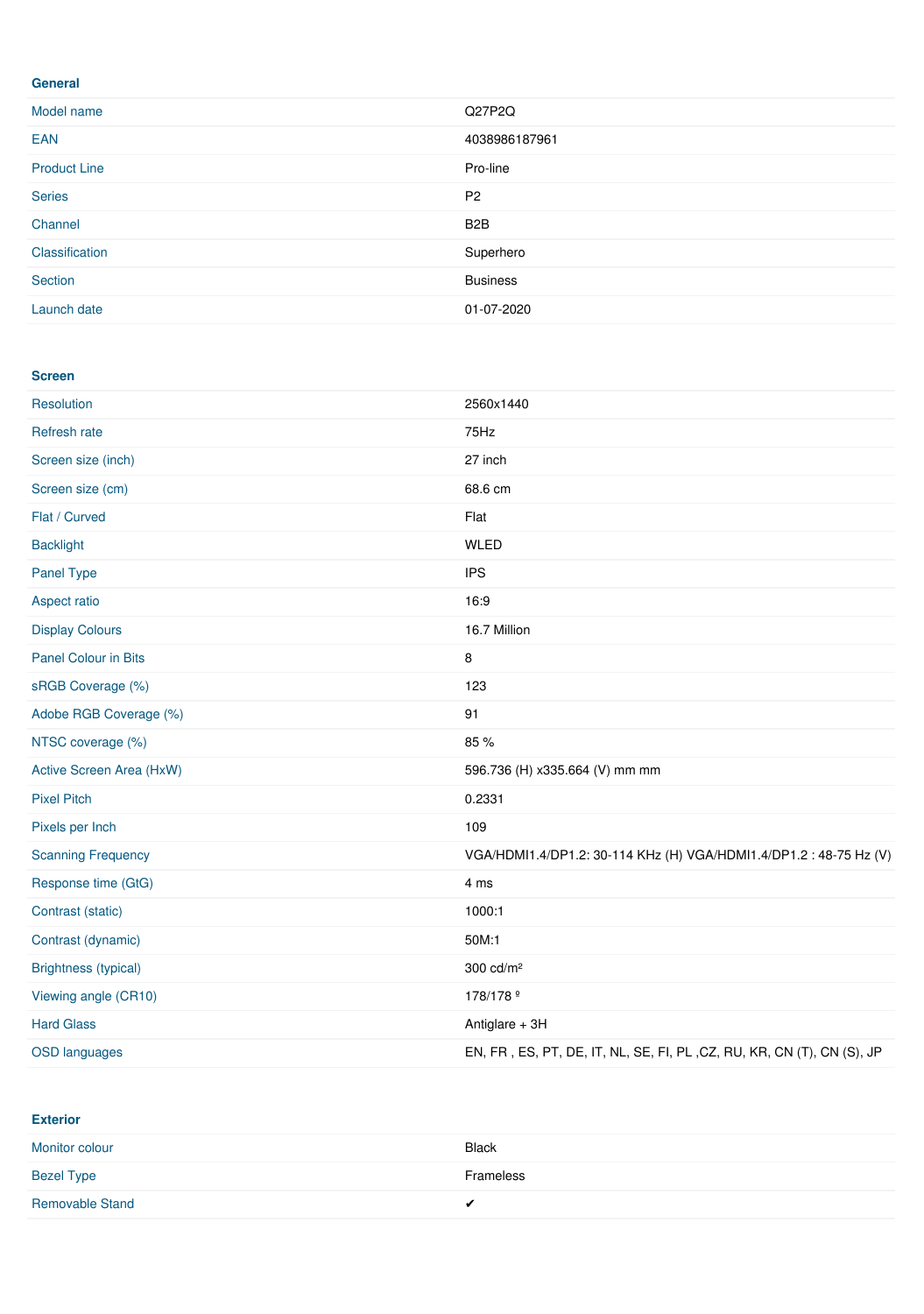## General

| | |
|---|---|
| Model name | Q27P2Q |
| EAN | 4038986187961 |
| Product Line | Pro-line |
| Series | P2 |
| Channel | B2B |
| Classification | Superhero |
| Section | Business |
| Launch date | 01-07-2020 |

## Screen

| | |
|---|---|
| Resolution | 2560x1440 |
| Refresh rate | 75Hz |
| Screen size (inch) | 27 inch |
| Screen size (cm) | 68.6 cm |
| Flat / Curved | Flat |
| Backlight | WLED |
| Panel Type | IPS |
| Aspect ratio | 16:9 |
| Display Colours | 16.7 Million |
| Panel Colour in Bits | 8 |
| sRGB Coverage (%) | 123 |
| Adobe RGB Coverage (%) | 91 |
| NTSC coverage (%) | 85 % |
| Active Screen Area (HxW) | 596.736 (H) x335.664 (V) mm mm |
| Pixel Pitch | 0.2331 |
| Pixels per Inch | 109 |
| Scanning Frequency | VGA/HDMI1.4/DP1.2: 30-114 KHz (H) VGA/HDMI1.4/DP1.2 : 48-75 Hz (V) |
| Response time (GtG) | 4 ms |
| Contrast (static) | 1000:1 |
| Contrast (dynamic) | 50M:1 |
| Brightness (typical) | 300 cd/m² |
| Viewing angle (CR10) | 178/178 º |
| Hard Glass | Antiglare + 3H |
| OSD languages | EN, FR , ES, PT, DE, IT, NL, SE, FI, PL ,CZ, RU, KR, CN (T), CN (S), JP |

## Exterior

| | |
|---|---|
| Monitor colour | Black |
| Bezel Type | Frameless |
| Removable Stand | ✔ |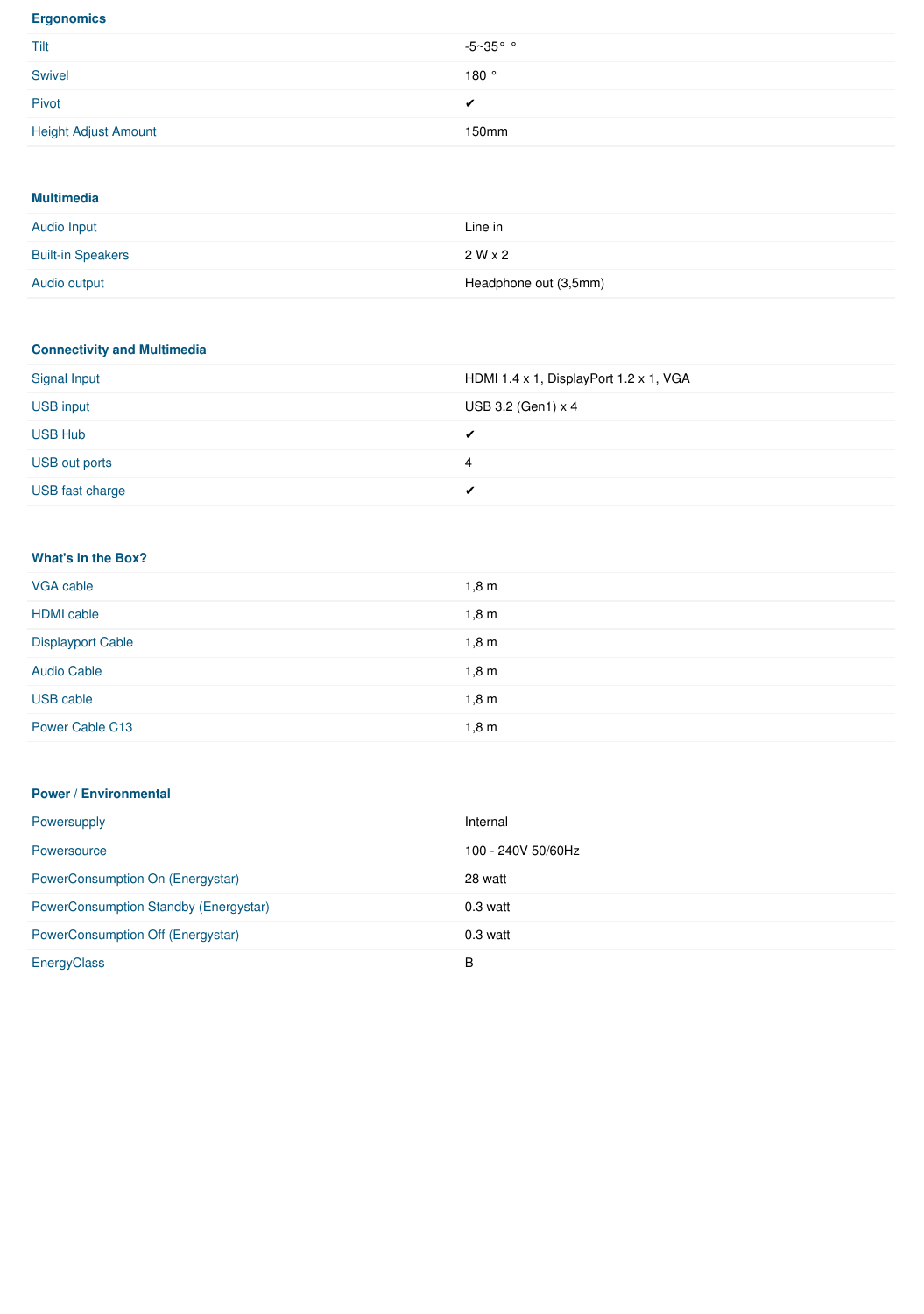## Ergonomics

| | |
|---|---|
| Tilt | -5~35° ° |
| Swivel | 180 ° |
| Pivot | ✔ |
| Height Adjust Amount | 150mm |

## Multimedia

| | |
|---|---|
| Audio Input | Line in |
| Built-in Speakers | 2 W x 2 |
| Audio output | Headphone out (3,5mm) |

## Connectivity and Multimedia

| | |
|---|---|
| Signal Input | HDMI 1.4 x 1, DisplayPort 1.2 x 1, VGA |
| USB input | USB 3.2 (Gen1) x 4 |
| USB Hub | ✔ |
| USB out ports | 4 |
| USB fast charge | ✔ |

## What's in the Box?

| | |
|---|---|
| VGA cable | 1,8 m |
| HDMI cable | 1,8 m |
| Displayport Cable | 1,8 m |
| Audio Cable | 1,8 m |
| USB cable | 1,8 m |
| Power Cable C13 | 1,8 m |

## Power / Environmental

| | |
|---|---|
| Powersupply | Internal |
| Powersource | 100 - 240V 50/60Hz |
| PowerConsumption On (Energystar) | 28 watt |
| PowerConsumption Standby (Energystar) | 0.3 watt |
| PowerConsumption Off (Energystar) | 0.3 watt |
| EnergyClass | B |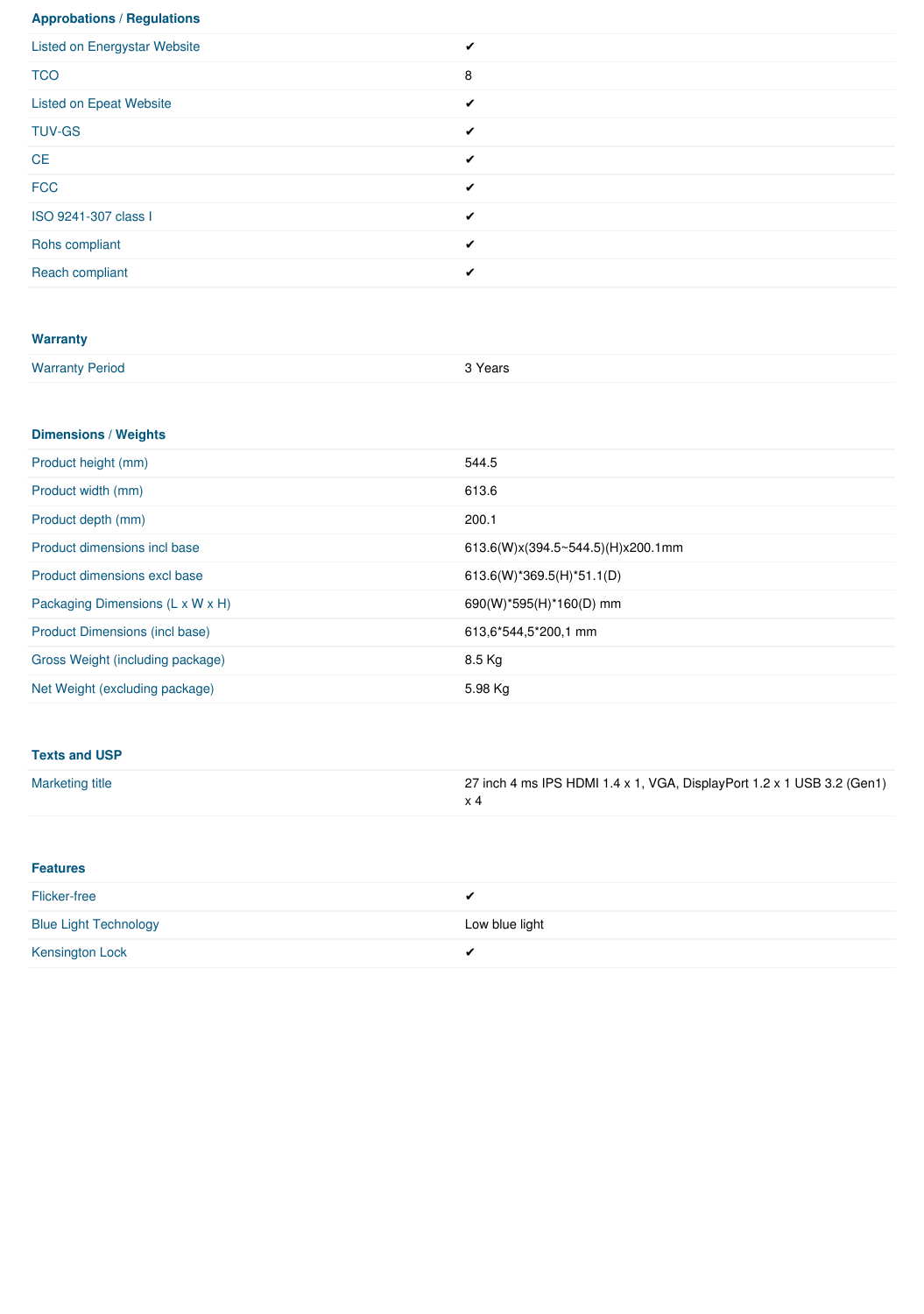## Approbations / Regulations

| | |
|---|---|
| Listed on Energystar Website | ✔ |
| TCO | 8 |
| Listed on Epeat Website | ✔ |
| TUV-GS | ✔ |
| CE | ✔ |
| FCC | ✔ |
| ISO 9241-307 class I | ✔ |
| Rohs compliant | ✔ |
| Reach compliant | ✔ |

## Warranty

| | |
|---|---|
| Warranty Period | 3 Years |

## Dimensions / Weights

| | |
|---|---|
| Product height (mm) | 544.5 |
| Product width (mm) | 613.6 |
| Product depth (mm) | 200.1 |
| Product dimensions incl base | 613.6(W)x(394.5~544.5)(H)x200.1mm |
| Product dimensions excl base | 613.6(W)*369.5(H)*51.1(D) |
| Packaging Dimensions (L x W x H) | 690(W)*595(H)*160(D) mm |
| Product Dimensions (incl base) | 613,6*544,5*200,1 mm |
| Gross Weight (including package) | 8.5 Kg |
| Net Weight (excluding package) | 5.98 Kg |

## Texts and USP

| | |
|---|---|
| Marketing title | 27 inch 4 ms IPS HDMI 1.4 x 1, VGA, DisplayPort 1.2 x 1 USB 3.2 (Gen1) x 4 |

## Features

| | |
|---|---|
| Flicker-free | ✔ |
| Blue Light Technology | Low blue light |
| Kensington Lock | ✔ |